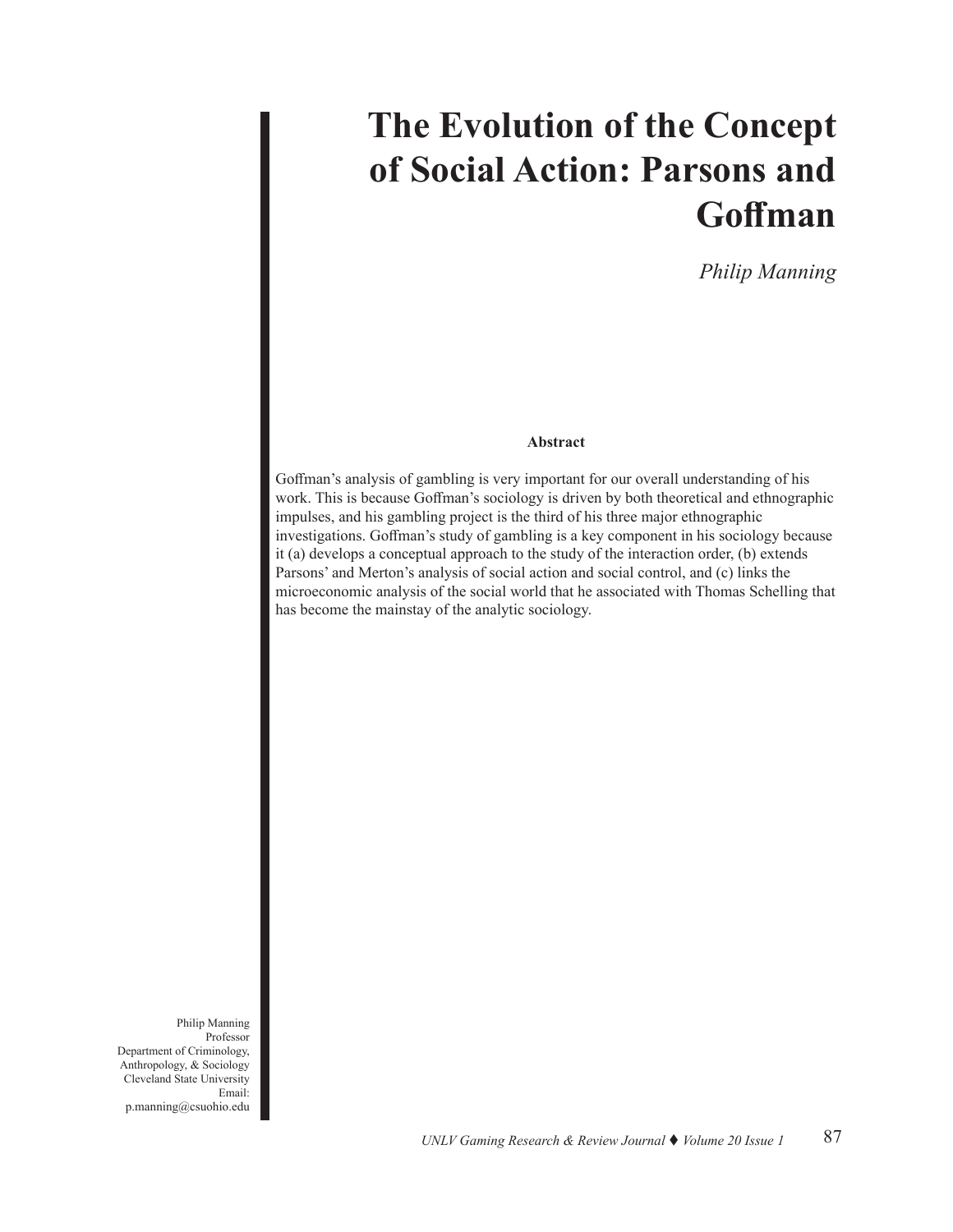# The Evolution of the Concept of Social Action: Parsons and Goffman

*Philip Manning*

**Abstract**

Goffman's analysis of gambling is very important for our overall understanding of his work. This is because Goffman's sociology is driven by both theoretical and ethnographic impulses, and his gambling project is the third of his three major ethnographic investigations. Goffman's study of gambling is a key component in his sociology because it (a) develops a conceptual approach to the study of the interaction order, (b) extends Parsons' and Merton's analysis of social action and social control, and (c) links the microeconomic analysis of the social world that he associated with Thomas Schelling that has become the mainstay of the analytic sociology.

Philip Manning
Professor
Department of Criminology, Anthropology, & Sociology
Cleveland State University
Email: p.manning@csuohio.edu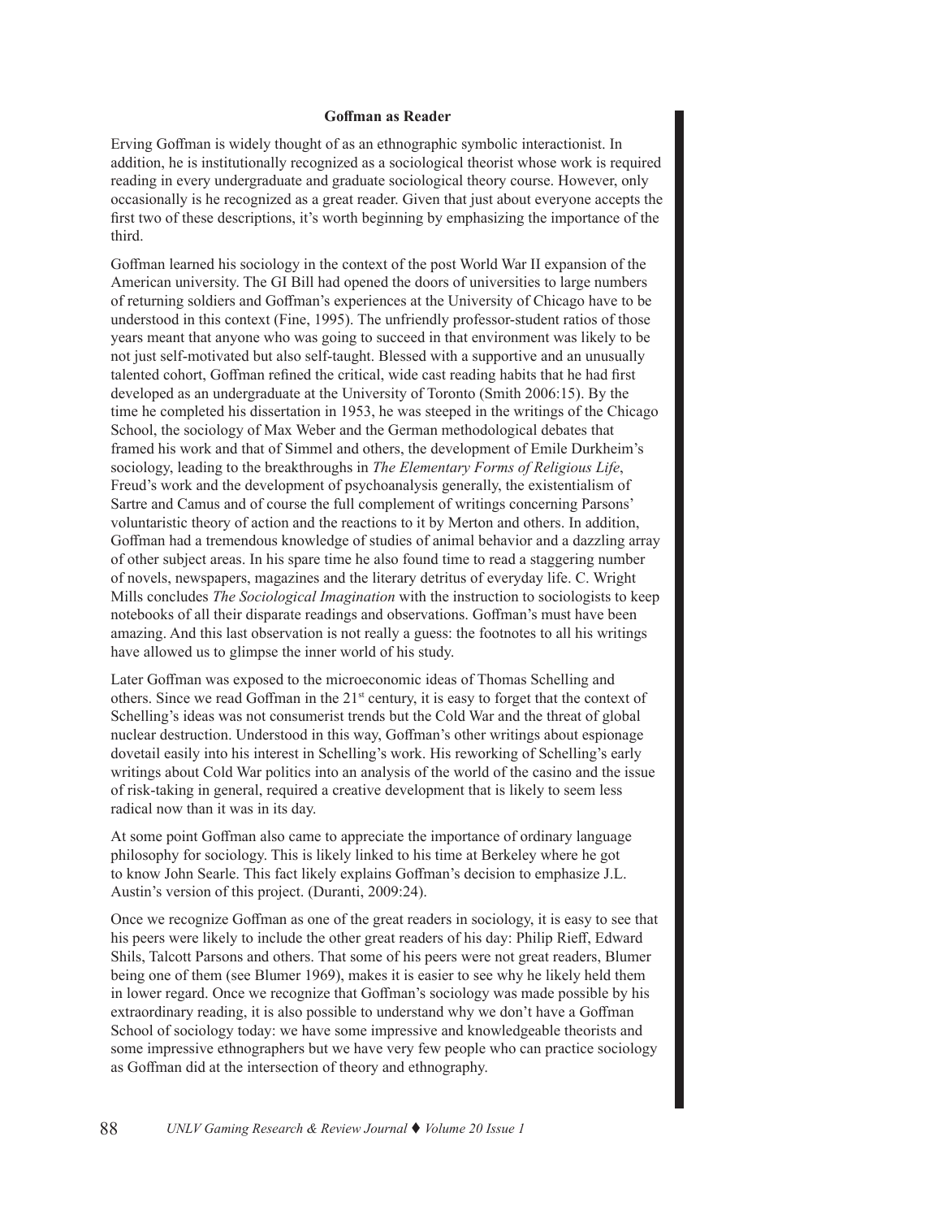## Goffman as Reader

Erving Goffman is widely thought of as an ethnographic symbolic interactionist. In addition, he is institutionally recognized as a sociological theorist whose work is required reading in every undergraduate and graduate sociological theory course. However, only occasionally is he recognized as a great reader. Given that just about everyone accepts the first two of these descriptions, it's worth beginning by emphasizing the importance of the third.

Goffman learned his sociology in the context of the post World War II expansion of the American university. The GI Bill had opened the doors of universities to large numbers of returning soldiers and Goffman's experiences at the University of Chicago have to be understood in this context (Fine, 1995). The unfriendly professor-student ratios of those years meant that anyone who was going to succeed in that environment was likely to be not just self-motivated but also self-taught. Blessed with a supportive and an unusually talented cohort, Goffman refined the critical, wide cast reading habits that he had first developed as an undergraduate at the University of Toronto (Smith 2006:15). By the time he completed his dissertation in 1953, he was steeped in the writings of the Chicago School, the sociology of Max Weber and the German methodological debates that framed his work and that of Simmel and others, the development of Emile Durkheim's sociology, leading to the breakthroughs in *The Elementary Forms of Religious Life*, Freud's work and the development of psychoanalysis generally, the existentialism of Sartre and Camus and of course the full complement of writings concerning Parsons' voluntaristic theory of action and the reactions to it by Merton and others. In addition, Goffman had a tremendous knowledge of studies of animal behavior and a dazzling array of other subject areas. In his spare time he also found time to read a staggering number of novels, newspapers, magazines and the literary detritus of everyday life. C. Wright Mills concludes *The Sociological Imagination* with the instruction to sociologists to keep notebooks of all their disparate readings and observations. Goffman's must have been amazing. And this last observation is not really a guess: the footnotes to all his writings have allowed us to glimpse the inner world of his study.

Later Goffman was exposed to the microeconomic ideas of Thomas Schelling and others. Since we read Goffman in the 21st century, it is easy to forget that the context of Schelling's ideas was not consumerist trends but the Cold War and the threat of global nuclear destruction. Understood in this way, Goffman's other writings about espionage dovetail easily into his interest in Schelling's work. His reworking of Schelling's early writings about Cold War politics into an analysis of the world of the casino and the issue of risk-taking in general, required a creative development that is likely to seem less radical now than it was in its day.

At some point Goffman also came to appreciate the importance of ordinary language philosophy for sociology. This is likely linked to his time at Berkeley where he got to know John Searle. This fact likely explains Goffman's decision to emphasize J.L. Austin's version of this project. (Duranti, 2009:24).

Once we recognize Goffman as one of the great readers in sociology, it is easy to see that his peers were likely to include the other great readers of his day: Philip Rieff, Edward Shils, Talcott Parsons and others. That some of his peers were not great readers, Blumer being one of them (see Blumer 1969), makes it is easier to see why he likely held them in lower regard. Once we recognize that Goffman's sociology was made possible by his extraordinary reading, it is also possible to understand why we don't have a Goffman School of sociology today: we have some impressive and knowledgeable theorists and some impressive ethnographers but we have very few people who can practice sociology as Goffman did at the intersection of theory and ethnography.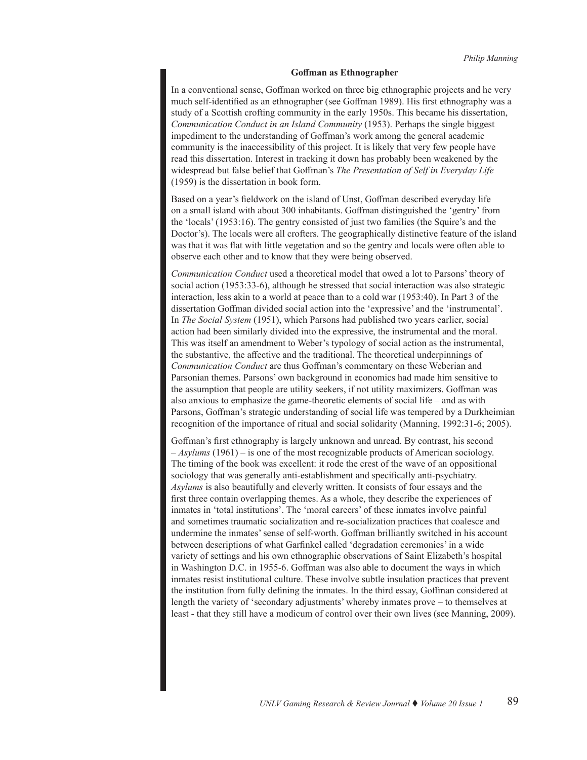## Goffman as Ethnographer

In a conventional sense, Goffman worked on three big ethnographic projects and he very much self-identified as an ethnographer (see Goffman 1989). His first ethnography was a study of a Scottish crofting community in the early 1950s. This became his dissertation, *Communication Conduct in an Island Community* (1953). Perhaps the single biggest impediment to the understanding of Goffman's work among the general academic community is the inaccessibility of this project. It is likely that very few people have read this dissertation. Interest in tracking it down has probably been weakened by the widespread but false belief that Goffman's *The Presentation of Self in Everyday Life* (1959) is the dissertation in book form.

Based on a year's fieldwork on the island of Unst, Goffman described everyday life on a small island with about 300 inhabitants. Goffman distinguished the 'gentry' from the 'locals' (1953:16). The gentry consisted of just two families (the Squire's and the Doctor's). The locals were all crofters. The geographically distinctive feature of the island was that it was flat with little vegetation and so the gentry and locals were often able to observe each other and to know that they were being observed.

*Communication Conduct* used a theoretical model that owed a lot to Parsons' theory of social action (1953:33-6), although he stressed that social interaction was also strategic interaction, less akin to a world at peace than to a cold war (1953:40). In Part 3 of the dissertation Goffman divided social action into the 'expressive' and the 'instrumental'. In *The Social System* (1951), which Parsons had published two years earlier, social action had been similarly divided into the expressive, the instrumental and the moral. This was itself an amendment to Weber's typology of social action as the instrumental, the substantive, the affective and the traditional. The theoretical underpinnings of *Communication Conduct* are thus Goffman's commentary on these Weberian and Parsonian themes. Parsons' own background in economics had made him sensitive to the assumption that people are utility seekers, if not utility maximizers. Goffman was also anxious to emphasize the game-theoretic elements of social life – and as with Parsons, Goffman's strategic understanding of social life was tempered by a Durkheimian recognition of the importance of ritual and social solidarity (Manning, 1992:31-6; 2005).

Goffman's first ethnography is largely unknown and unread. By contrast, his second – *Asylums* (1961) – is one of the most recognizable products of American sociology. The timing of the book was excellent: it rode the crest of the wave of an oppositional sociology that was generally anti-establishment and specifically anti-psychiatry. *Asylums* is also beautifully and cleverly written. It consists of four essays and the first three contain overlapping themes. As a whole, they describe the experiences of inmates in 'total institutions'. The 'moral careers' of these inmates involve painful and sometimes traumatic socialization and re-socialization practices that coalesce and undermine the inmates' sense of self-worth. Goffman brilliantly switched in his account between descriptions of what Garfinkel called 'degradation ceremonies' in a wide variety of settings and his own ethnographic observations of Saint Elizabeth's hospital in Washington D.C. in 1955-6. Goffman was also able to document the ways in which inmates resist institutional culture. These involve subtle insulation practices that prevent the institution from fully defining the inmates. In the third essay, Goffman considered at length the variety of 'secondary adjustments' whereby inmates prove – to themselves at least - that they still have a modicum of control over their own lives (see Manning, 2009).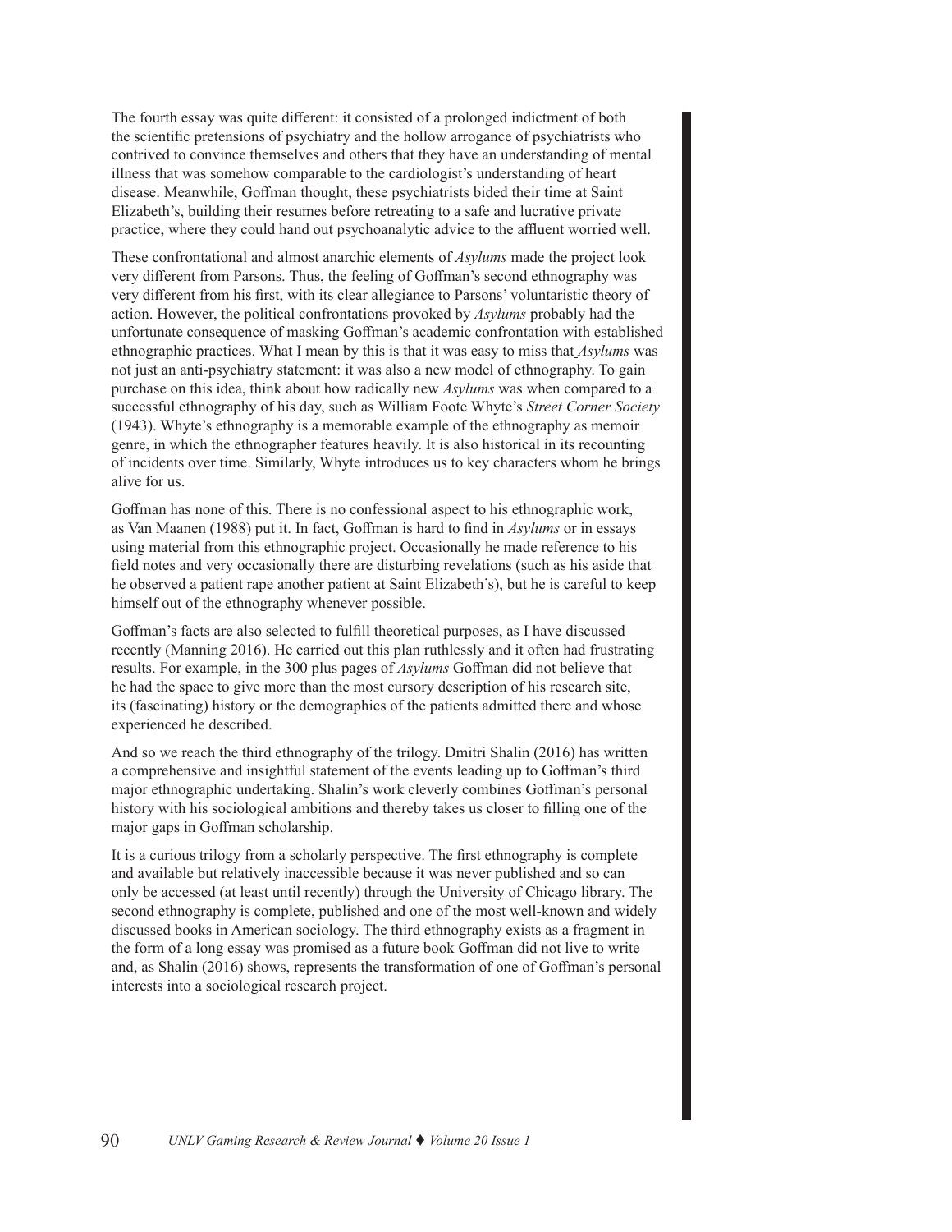The fourth essay was quite different: it consisted of a prolonged indictment of both the scientific pretensions of psychiatry and the hollow arrogance of psychiatrists who contrived to convince themselves and others that they have an understanding of mental illness that was somehow comparable to the cardiologist's understanding of heart disease. Meanwhile, Goffman thought, these psychiatrists bided their time at Saint Elizabeth's, building their resumes before retreating to a safe and lucrative private practice, where they could hand out psychoanalytic advice to the affluent worried well.

These confrontational and almost anarchic elements of *Asylums* made the project look very different from Parsons. Thus, the feeling of Goffman's second ethnography was very different from his first, with its clear allegiance to Parsons' voluntaristic theory of action. However, the political confrontations provoked by *Asylums* probably had the unfortunate consequence of masking Goffman's academic confrontation with established ethnographic practices. What I mean by this is that it was easy to miss that *Asylums* was not just an anti-psychiatry statement: it was also a new model of ethnography. To gain purchase on this idea, think about how radically new *Asylums* was when compared to a successful ethnography of his day, such as William Foote Whyte's *Street Corner Society* (1943). Whyte's ethnography is a memorable example of the ethnography as memoir genre, in which the ethnographer features heavily. It is also historical in its recounting of incidents over time. Similarly, Whyte introduces us to key characters whom he brings alive for us.

Goffman has none of this. There is no confessional aspect to his ethnographic work, as Van Maanen (1988) put it. In fact, Goffman is hard to find in *Asylums* or in essays using material from this ethnographic project. Occasionally he made reference to his field notes and very occasionally there are disturbing revelations (such as his aside that he observed a patient rape another patient at Saint Elizabeth's), but he is careful to keep himself out of the ethnography whenever possible.

Goffman's facts are also selected to fulfill theoretical purposes, as I have discussed recently (Manning 2016). He carried out this plan ruthlessly and it often had frustrating results. For example, in the 300 plus pages of *Asylums* Goffman did not believe that he had the space to give more than the most cursory description of his research site, its (fascinating) history or the demographics of the patients admitted there and whose experienced he described.

And so we reach the third ethnography of the trilogy. Dmitri Shalin (2016) has written a comprehensive and insightful statement of the events leading up to Goffman's third major ethnographic undertaking. Shalin's work cleverly combines Goffman's personal history with his sociological ambitions and thereby takes us closer to filling one of the major gaps in Goffman scholarship.

It is a curious trilogy from a scholarly perspective. The first ethnography is complete and available but relatively inaccessible because it was never published and so can only be accessed (at least until recently) through the University of Chicago library. The second ethnography is complete, published and one of the most well-known and widely discussed books in American sociology. The third ethnography exists as a fragment in the form of a long essay was promised as a future book Goffman did not live to write and, as Shalin (2016) shows, represents the transformation of one of Goffman's personal interests into a sociological research project.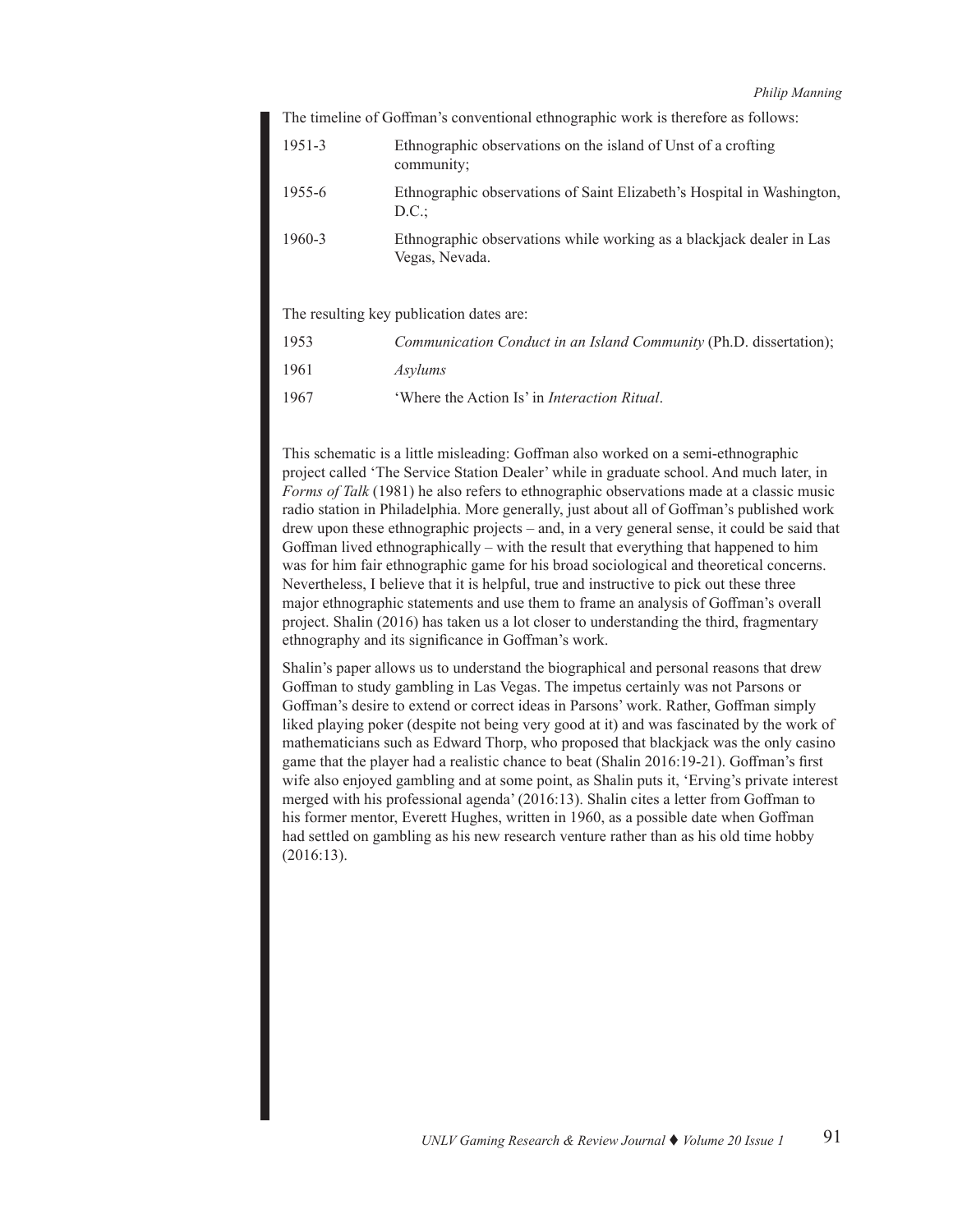The timeline of Goffman's conventional ethnographic work is therefore as follows:

| | |
|---|---|
| 1951-3 | Ethnographic observations on the island of Unst of a crofting community; |
| 1955-6 | Ethnographic observations of Saint Elizabeth's Hospital in Washington, D.C.; |
| 1960-3 | Ethnographic observations while working as a blackjack dealer in Las Vegas, Nevada. |

The resulting key publication dates are:

| | |
|---|---|
| 1953 | *Communication Conduct in an Island Community* (Ph.D. dissertation); |
| 1961 | *Asylums* |
| 1967 | 'Where the Action Is' in *Interaction Ritual*. |

This schematic is a little misleading: Goffman also worked on a semi-ethnographic project called 'The Service Station Dealer' while in graduate school. And much later, in *Forms of Talk* (1981) he also refers to ethnographic observations made at a classic music radio station in Philadelphia. More generally, just about all of Goffman's published work drew upon these ethnographic projects – and, in a very general sense, it could be said that Goffman lived ethnographically – with the result that everything that happened to him was for him fair ethnographic game for his broad sociological and theoretical concerns. Nevertheless, I believe that it is helpful, true and instructive to pick out these three major ethnographic statements and use them to frame an analysis of Goffman's overall project. Shalin (2016) has taken us a lot closer to understanding the third, fragmentary ethnography and its significance in Goffman's work.

Shalin's paper allows us to understand the biographical and personal reasons that drew Goffman to study gambling in Las Vegas. The impetus certainly was not Parsons or Goffman's desire to extend or correct ideas in Parsons' work. Rather, Goffman simply liked playing poker (despite not being very good at it) and was fascinated by the work of mathematicians such as Edward Thorp, who proposed that blackjack was the only casino game that the player had a realistic chance to beat (Shalin 2016:19-21). Goffman's first wife also enjoyed gambling and at some point, as Shalin puts it, 'Erving's private interest merged with his professional agenda' (2016:13). Shalin cites a letter from Goffman to his former mentor, Everett Hughes, written in 1960, as a possible date when Goffman had settled on gambling as his new research venture rather than as his old time hobby (2016:13).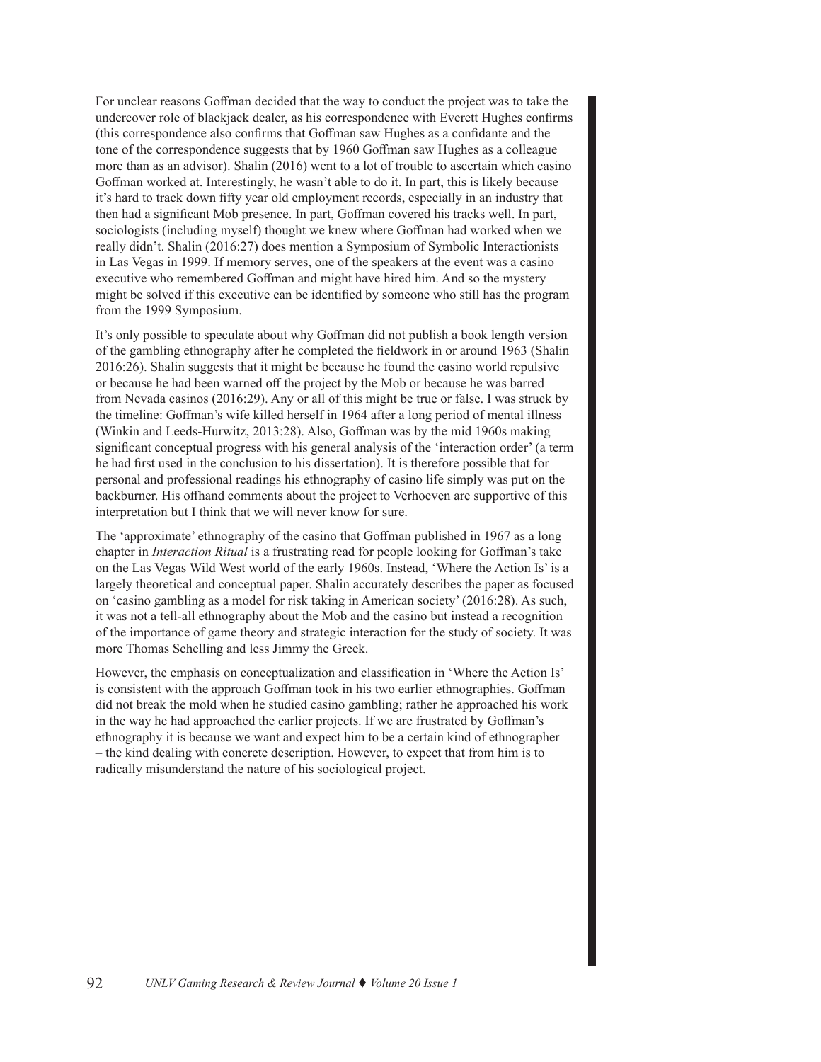For unclear reasons Goffman decided that the way to conduct the project was to take the undercover role of blackjack dealer, as his correspondence with Everett Hughes confirms (this correspondence also confirms that Goffman saw Hughes as a confidante and the tone of the correspondence suggests that by 1960 Goffman saw Hughes as a colleague more than as an advisor). Shalin (2016) went to a lot of trouble to ascertain which casino Goffman worked at. Interestingly, he wasn't able to do it. In part, this is likely because it's hard to track down fifty year old employment records, especially in an industry that then had a significant Mob presence. In part, Goffman covered his tracks well. In part, sociologists (including myself) thought we knew where Goffman had worked when we really didn't. Shalin (2016:27) does mention a Symposium of Symbolic Interactionists in Las Vegas in 1999. If memory serves, one of the speakers at the event was a casino executive who remembered Goffman and might have hired him. And so the mystery might be solved if this executive can be identified by someone who still has the program from the 1999 Symposium.

It's only possible to speculate about why Goffman did not publish a book length version of the gambling ethnography after he completed the fieldwork in or around 1963 (Shalin 2016:26). Shalin suggests that it might be because he found the casino world repulsive or because he had been warned off the project by the Mob or because he was barred from Nevada casinos (2016:29). Any or all of this might be true or false. I was struck by the timeline: Goffman's wife killed herself in 1964 after a long period of mental illness (Winkin and Leeds-Hurwitz, 2013:28). Also, Goffman was by the mid 1960s making significant conceptual progress with his general analysis of the 'interaction order' (a term he had first used in the conclusion to his dissertation). It is therefore possible that for personal and professional readings his ethnography of casino life simply was put on the backburner. His offhand comments about the project to Verhoeven are supportive of this interpretation but I think that we will never know for sure.

The 'approximate' ethnography of the casino that Goffman published in 1967 as a long chapter in *Interaction Ritual* is a frustrating read for people looking for Goffman's take on the Las Vegas Wild West world of the early 1960s. Instead, 'Where the Action Is' is a largely theoretical and conceptual paper. Shalin accurately describes the paper as focused on 'casino gambling as a model for risk taking in American society' (2016:28). As such, it was not a tell-all ethnography about the Mob and the casino but instead a recognition of the importance of game theory and strategic interaction for the study of society. It was more Thomas Schelling and less Jimmy the Greek.

However, the emphasis on conceptualization and classification in 'Where the Action Is' is consistent with the approach Goffman took in his two earlier ethnographies. Goffman did not break the mold when he studied casino gambling; rather he approached his work in the way he had approached the earlier projects. If we are frustrated by Goffman's ethnography it is because we want and expect him to be a certain kind of ethnographer – the kind dealing with concrete description. However, to expect that from him is to radically misunderstand the nature of his sociological project.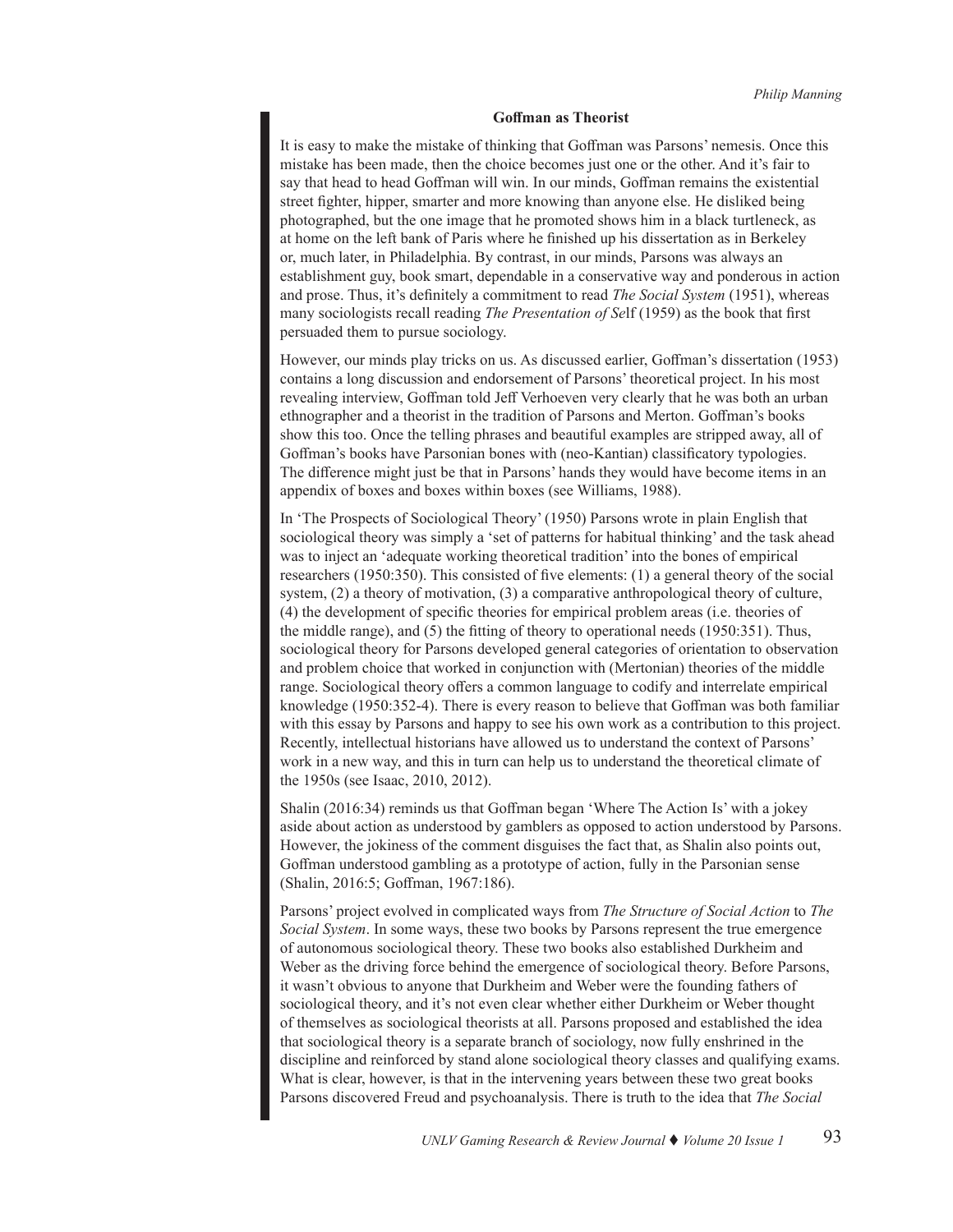### Goffman as Theorist

It is easy to make the mistake of thinking that Goffman was Parsons' nemesis. Once this mistake has been made, then the choice becomes just one or the other. And it's fair to say that head to head Goffman will win. In our minds, Goffman remains the existential street fighter, hipper, smarter and more knowing than anyone else. He disliked being photographed, but the one image that he promoted shows him in a black turtleneck, as at home on the left bank of Paris where he finished up his dissertation as in Berkeley or, much later, in Philadelphia. By contrast, in our minds, Parsons was always an establishment guy, book smart, dependable in a conservative way and ponderous in action and prose. Thus, it's definitely a commitment to read *The Social System* (1951), whereas many sociologists recall reading *The Presentation of Se*lf (1959) as the book that first persuaded them to pursue sociology.

However, our minds play tricks on us. As discussed earlier, Goffman's dissertation (1953) contains a long discussion and endorsement of Parsons' theoretical project. In his most revealing interview, Goffman told Jeff Verhoeven very clearly that he was both an urban ethnographer and a theorist in the tradition of Parsons and Merton. Goffman's books show this too. Once the telling phrases and beautiful examples are stripped away, all of Goffman's books have Parsonian bones with (neo-Kantian) classificatory typologies. The difference might just be that in Parsons' hands they would have become items in an appendix of boxes and boxes within boxes (see Williams, 1988).

In 'The Prospects of Sociological Theory' (1950) Parsons wrote in plain English that sociological theory was simply a 'set of patterns for habitual thinking' and the task ahead was to inject an 'adequate working theoretical tradition' into the bones of empirical researchers (1950:350). This consisted of five elements: (1) a general theory of the social system, (2) a theory of motivation, (3) a comparative anthropological theory of culture, (4) the development of specific theories for empirical problem areas (i.e. theories of the middle range), and (5) the fitting of theory to operational needs (1950:351). Thus, sociological theory for Parsons developed general categories of orientation to observation and problem choice that worked in conjunction with (Mertonian) theories of the middle range. Sociological theory offers a common language to codify and interrelate empirical knowledge (1950:352-4). There is every reason to believe that Goffman was both familiar with this essay by Parsons and happy to see his own work as a contribution to this project. Recently, intellectual historians have allowed us to understand the context of Parsons' work in a new way, and this in turn can help us to understand the theoretical climate of the 1950s (see Isaac, 2010, 2012).

Shalin (2016:34) reminds us that Goffman began 'Where The Action Is' with a jokey aside about action as understood by gamblers as opposed to action understood by Parsons. However, the jokiness of the comment disguises the fact that, as Shalin also points out, Goffman understood gambling as a prototype of action, fully in the Parsonian sense (Shalin, 2016:5; Goffman, 1967:186).

Parsons' project evolved in complicated ways from *The Structure of Social Action* to *The Social System*. In some ways, these two books by Parsons represent the true emergence of autonomous sociological theory. These two books also established Durkheim and Weber as the driving force behind the emergence of sociological theory. Before Parsons, it wasn't obvious to anyone that Durkheim and Weber were the founding fathers of sociological theory, and it's not even clear whether either Durkheim or Weber thought of themselves as sociological theorists at all. Parsons proposed and established the idea that sociological theory is a separate branch of sociology, now fully enshrined in the discipline and reinforced by stand alone sociological theory classes and qualifying exams. What is clear, however, is that in the intervening years between these two great books Parsons discovered Freud and psychoanalysis. There is truth to the idea that *The Social*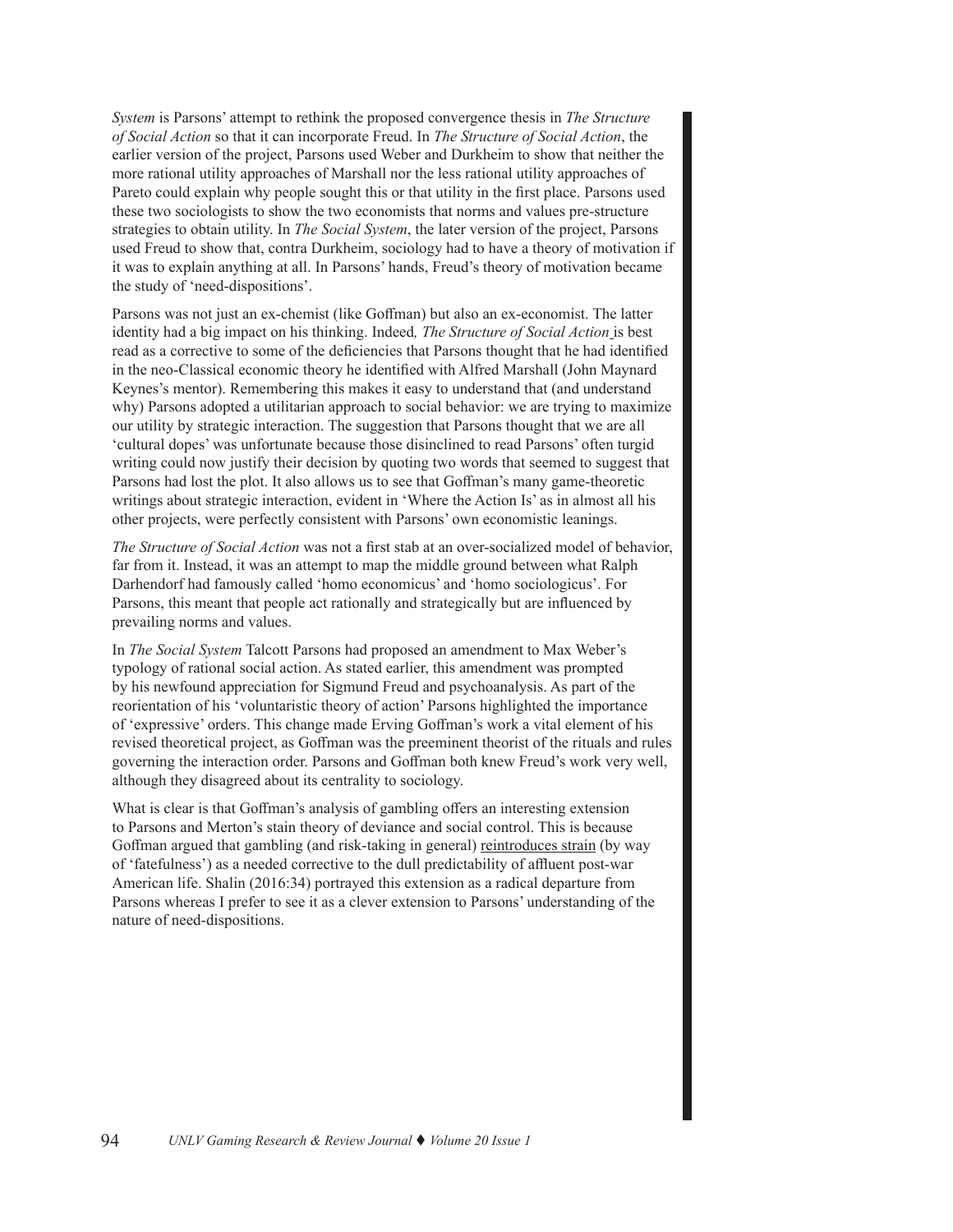*System* is Parsons' attempt to rethink the proposed convergence thesis in *The Structure of Social Action* so that it can incorporate Freud. In *The Structure of Social Action*, the earlier version of the project, Parsons used Weber and Durkheim to show that neither the more rational utility approaches of Marshall nor the less rational utility approaches of Pareto could explain why people sought this or that utility in the first place. Parsons used these two sociologists to show the two economists that norms and values pre-structure strategies to obtain utility. In *The Social System*, the later version of the project, Parsons used Freud to show that, contra Durkheim, sociology had to have a theory of motivation if it was to explain anything at all. In Parsons' hands, Freud's theory of motivation became the study of 'need-dispositions'.

Parsons was not just an ex-chemist (like Goffman) but also an ex-economist. The latter identity had a big impact on his thinking. Indeed*, The Structure of Social Action* is best read as a corrective to some of the deficiencies that Parsons thought that he had identified in the neo-Classical economic theory he identified with Alfred Marshall (John Maynard Keynes's mentor). Remembering this makes it easy to understand that (and understand why) Parsons adopted a utilitarian approach to social behavior: we are trying to maximize our utility by strategic interaction. The suggestion that Parsons thought that we are all 'cultural dopes' was unfortunate because those disinclined to read Parsons' often turgid writing could now justify their decision by quoting two words that seemed to suggest that Parsons had lost the plot. It also allows us to see that Goffman's many game-theoretic writings about strategic interaction, evident in 'Where the Action Is' as in almost all his other projects, were perfectly consistent with Parsons' own economistic leanings.

*The Structure of Social Action* was not a first stab at an over-socialized model of behavior, far from it. Instead, it was an attempt to map the middle ground between what Ralph Darhendorf had famously called 'homo economicus' and 'homo sociologicus'. For Parsons, this meant that people act rationally and strategically but are influenced by prevailing norms and values.

In *The Social System* Talcott Parsons had proposed an amendment to Max Weber's typology of rational social action. As stated earlier, this amendment was prompted by his newfound appreciation for Sigmund Freud and psychoanalysis. As part of the reorientation of his 'voluntaristic theory of action' Parsons highlighted the importance of 'expressive' orders. This change made Erving Goffman's work a vital element of his revised theoretical project, as Goffman was the preeminent theorist of the rituals and rules governing the interaction order. Parsons and Goffman both knew Freud's work very well, although they disagreed about its centrality to sociology.

What is clear is that Goffman's analysis of gambling offers an interesting extension to Parsons and Merton's stain theory of deviance and social control. This is because Goffman argued that gambling (and risk-taking in general) reintroduces strain (by way of 'fatefulness') as a needed corrective to the dull predictability of affluent post-war American life. Shalin (2016:34) portrayed this extension as a radical departure from Parsons whereas I prefer to see it as a clever extension to Parsons' understanding of the nature of need-dispositions.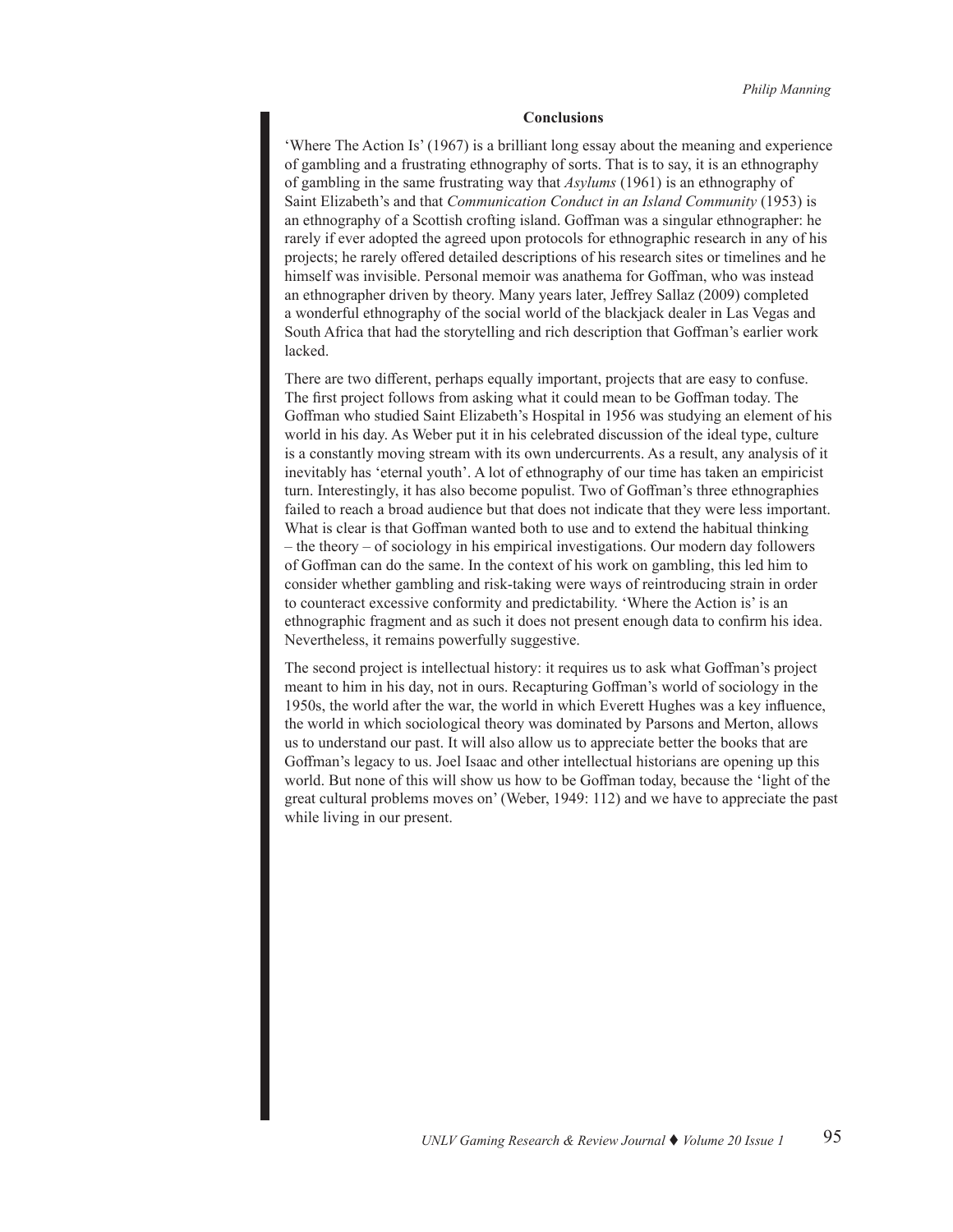## Conclusions

'Where The Action Is' (1967) is a brilliant long essay about the meaning and experience of gambling and a frustrating ethnography of sorts. That is to say, it is an ethnography of gambling in the same frustrating way that *Asylums* (1961) is an ethnography of Saint Elizabeth's and that *Communication Conduct in an Island Community* (1953) is an ethnography of a Scottish crofting island. Goffman was a singular ethnographer: he rarely if ever adopted the agreed upon protocols for ethnographic research in any of his projects; he rarely offered detailed descriptions of his research sites or timelines and he himself was invisible. Personal memoir was anathema for Goffman, who was instead an ethnographer driven by theory. Many years later, Jeffrey Sallaz (2009) completed a wonderful ethnography of the social world of the blackjack dealer in Las Vegas and South Africa that had the storytelling and rich description that Goffman's earlier work lacked.

There are two different, perhaps equally important, projects that are easy to confuse. The first project follows from asking what it could mean to be Goffman today. The Goffman who studied Saint Elizabeth's Hospital in 1956 was studying an element of his world in his day. As Weber put it in his celebrated discussion of the ideal type, culture is a constantly moving stream with its own undercurrents. As a result, any analysis of it inevitably has 'eternal youth'. A lot of ethnography of our time has taken an empiricist turn. Interestingly, it has also become populist. Two of Goffman's three ethnographies failed to reach a broad audience but that does not indicate that they were less important. What is clear is that Goffman wanted both to use and to extend the habitual thinking – the theory – of sociology in his empirical investigations. Our modern day followers of Goffman can do the same. In the context of his work on gambling, this led him to consider whether gambling and risk-taking were ways of reintroducing strain in order to counteract excessive conformity and predictability. 'Where the Action is' is an ethnographic fragment and as such it does not present enough data to confirm his idea. Nevertheless, it remains powerfully suggestive.

The second project is intellectual history: it requires us to ask what Goffman's project meant to him in his day, not in ours. Recapturing Goffman's world of sociology in the 1950s, the world after the war, the world in which Everett Hughes was a key influence, the world in which sociological theory was dominated by Parsons and Merton, allows us to understand our past. It will also allow us to appreciate better the books that are Goffman's legacy to us. Joel Isaac and other intellectual historians are opening up this world. But none of this will show us how to be Goffman today, because the 'light of the great cultural problems moves on' (Weber, 1949: 112) and we have to appreciate the past while living in our present.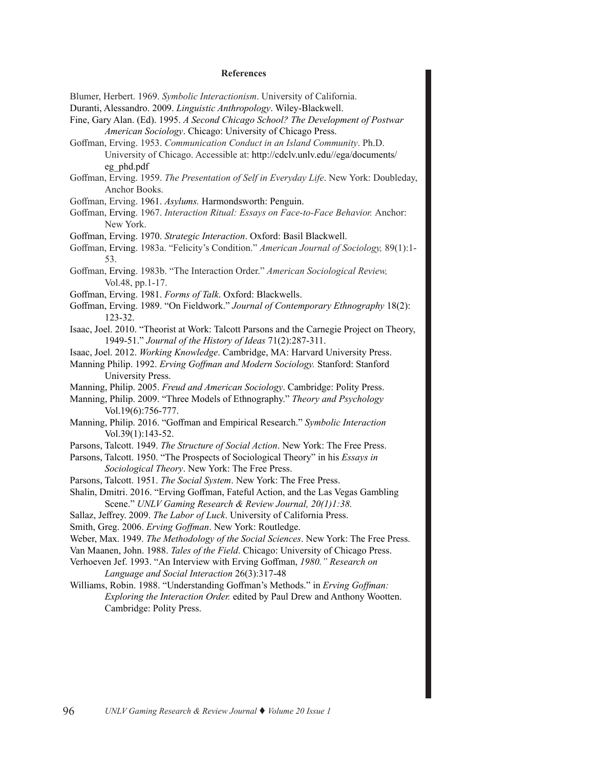**References**

Blumer, Herbert. 1969. *Symbolic Interactionism*. University of California.

Duranti, Alessandro. 2009. *Linguistic Anthropology*. Wiley-Blackwell.

Fine, Gary Alan. (Ed). 1995. *A Second Chicago School? The Development of Postwar American Sociology*. Chicago: University of Chicago Press.

Goffman, Erving. 1953. *Communication Conduct in an Island Community*. Ph.D. University of Chicago. Accessible at: http://cdclv.unlv.edu//ega/documents/eg_phd.pdf

Goffman, Erving. 1959. *The Presentation of Self in Everyday Life*. New York: Doubleday, Anchor Books.

Goffman, Erving. 1961. *Asylums.* Harmondsworth: Penguin.

Goffman, Erving. 1967. *Interaction Ritual: Essays on Face-to-Face Behavior.* Anchor: New York.

Goffman, Erving. 1970. *Strategic Interaction*. Oxford: Basil Blackwell.

Goffman, Erving. 1983a. "Felicity's Condition." *American Journal of Sociology,* 89(1):1-53.

Goffman, Erving. 1983b. "The Interaction Order." *American Sociological Review,* Vol.48, pp.1-17.

Goffman, Erving. 1981. *Forms of Talk*. Oxford: Blackwells.

Goffman, Erving. 1989. "On Fieldwork." *Journal of Contemporary Ethnography* 18(2): 123-32.

Isaac, Joel. 2010. "Theorist at Work: Talcott Parsons and the Carnegie Project on Theory, 1949-51." *Journal of the History of Ideas* 71(2):287-311.

Isaac, Joel. 2012. *Working Knowledge*. Cambridge, MA: Harvard University Press.

Manning Philip. 1992. *Erving Goffman and Modern Sociology.* Stanford: Stanford University Press.

Manning, Philip. 2005. *Freud and American Sociology*. Cambridge: Polity Press.

Manning, Philip. 2009. "Three Models of Ethnography." *Theory and Psychology* Vol.19(6):756-777.

Manning, Philip. 2016. "Goffman and Empirical Research." *Symbolic Interaction* Vol.39(1):143-52.

Parsons, Talcott. 1949. *The Structure of Social Action*. New York: The Free Press.

Parsons, Talcott. 1950. "The Prospects of Sociological Theory" in his *Essays in Sociological Theory*. New York: The Free Press.

Parsons, Talcott. 1951. *The Social System*. New York: The Free Press.

Shalin, Dmitri. 2016. "Erving Goffman, Fateful Action, and the Las Vegas Gambling Scene." *UNLV Gaming Research & Review Journal, 20(1)1:38.*

Sallaz, Jeffrey. 2009. *The Labor of Luck*. University of California Press.

Smith, Greg. 2006. *Erving Goffman*. New York: Routledge.

Weber, Max. 1949. *The Methodology of the Social Sciences*. New York: The Free Press.

Van Maanen, John. 1988. *Tales of the Field*. Chicago: University of Chicago Press.

Verhoeven Jef. 1993. "An Interview with Erving Goffman, *1980." Research on Language and Social Interaction* 26(3):317-48

Williams, Robin. 1988. "Understanding Goffman's Methods." in *Erving Goffman: Exploring the Interaction Order.* edited by Paul Drew and Anthony Wootten. Cambridge: Polity Press.